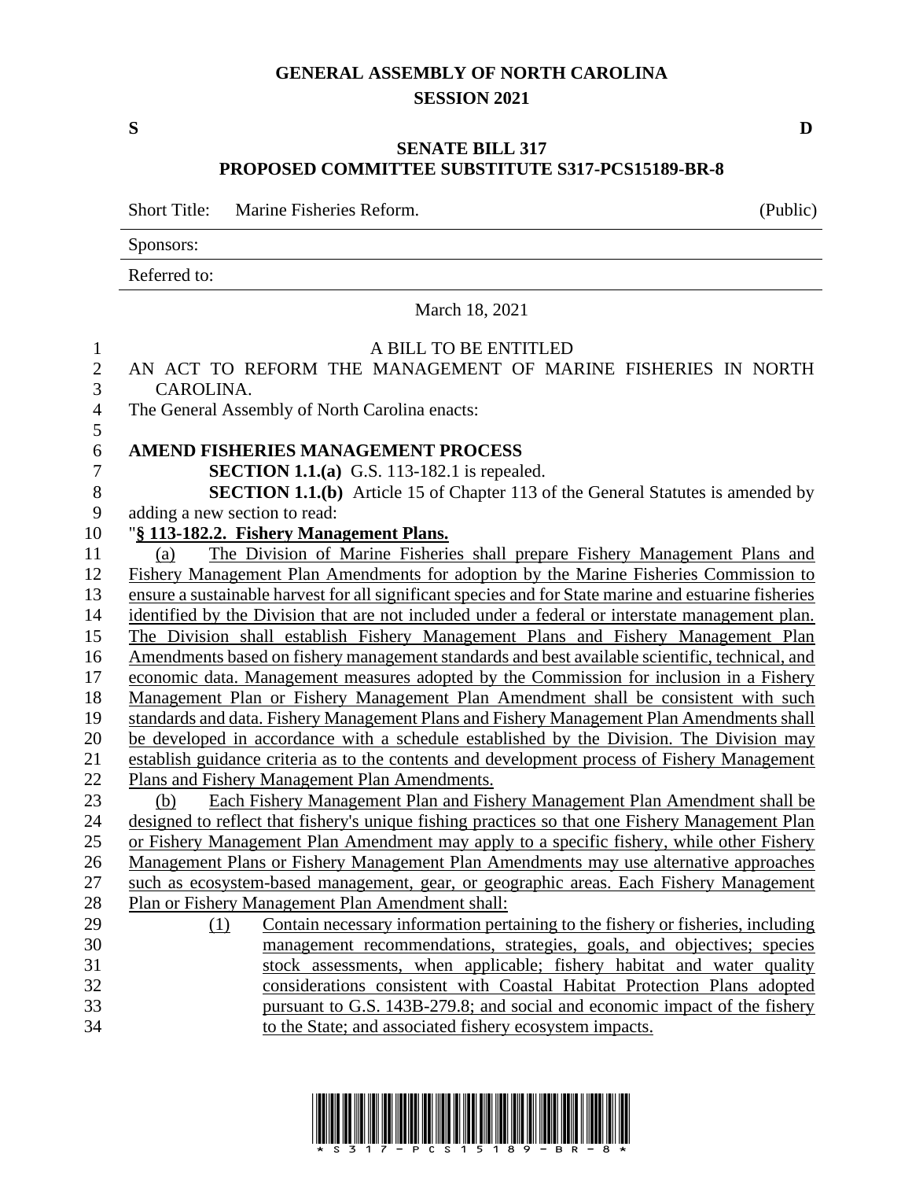# GENERAL ASSEMBLY OF NORTH CAROLINA
## SESSION 2021

**S** **D**

## SENATE BILL 317
## PROPOSED COMMITTEE SUBSTITUTE S317-PCS15189-BR-8

Short Title: Marine Fisheries Reform. (Public)

Sponsors:

Referred to:

March 18, 2021

A BILL TO BE ENTITLED

AN ACT TO REFORM THE MANAGEMENT OF MARINE FISHERIES IN NORTH CAROLINA.

The General Assembly of North Carolina enacts:

**AMEND FISHERIES MANAGEMENT PROCESS**

**SECTION 1.1.(a)** G.S. 113-182.1 is repealed.

**SECTION 1.1.(b)** Article 15 of Chapter 113 of the General Statutes is amended by adding a new section to read:

"**§ 113-182.2. Fishery Management Plans.**

(a) The Division of Marine Fisheries shall prepare Fishery Management Plans and Fishery Management Plan Amendments for adoption by the Marine Fisheries Commission to ensure a sustainable harvest for all significant species and for State marine and estuarine fisheries identified by the Division that are not included under a federal or interstate management plan. The Division shall establish Fishery Management Plans and Fishery Management Plan Amendments based on fishery management standards and best available scientific, technical, and economic data. Management measures adopted by the Commission for inclusion in a Fishery Management Plan or Fishery Management Plan Amendment shall be consistent with such standards and data. Fishery Management Plans and Fishery Management Plan Amendments shall be developed in accordance with a schedule established by the Division. The Division may establish guidance criteria as to the contents and development process of Fishery Management Plans and Fishery Management Plan Amendments.

(b) Each Fishery Management Plan and Fishery Management Plan Amendment shall be designed to reflect that fishery's unique fishing practices so that one Fishery Management Plan or Fishery Management Plan Amendment may apply to a specific fishery, while other Fishery Management Plans or Fishery Management Plan Amendments may use alternative approaches such as ecosystem-based management, gear, or geographic areas. Each Fishery Management Plan or Fishery Management Plan Amendment shall:

(1) Contain necessary information pertaining to the fishery or fisheries, including management recommendations, strategies, goals, and objectives; species stock assessments, when applicable; fishery habitat and water quality considerations consistent with Coastal Habitat Protection Plans adopted pursuant to G.S. 143B-279.8; and social and economic impact of the fishery to the State; and associated fishery ecosystem impacts.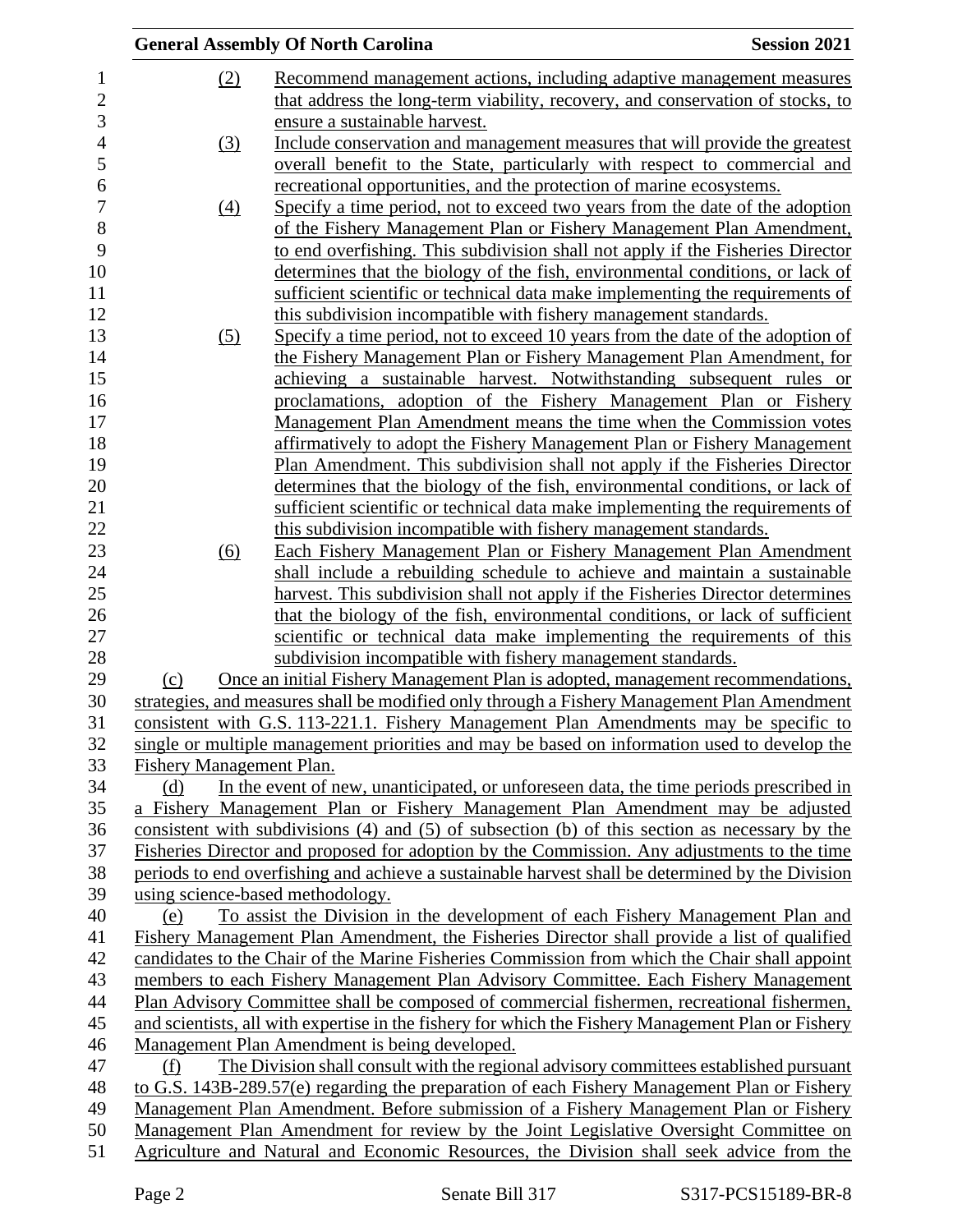(2) Recommend management actions, including adaptive management measures that address the long-term viability, recovery, and conservation of stocks, to ensure a sustainable harvest.

(3) Include conservation and management measures that will provide the greatest overall benefit to the State, particularly with respect to commercial and recreational opportunities, and the protection of marine ecosystems.

(4) Specify a time period, not to exceed two years from the date of the adoption of the Fishery Management Plan or Fishery Management Plan Amendment, to end overfishing. This subdivision shall not apply if the Fisheries Director determines that the biology of the fish, environmental conditions, or lack of sufficient scientific or technical data make implementing the requirements of this subdivision incompatible with fishery management standards.

(5) Specify a time period, not to exceed 10 years from the date of the adoption of the Fishery Management Plan or Fishery Management Plan Amendment, for achieving a sustainable harvest. Notwithstanding subsequent rules or proclamations, adoption of the Fishery Management Plan or Fishery Management Plan Amendment means the time when the Commission votes affirmatively to adopt the Fishery Management Plan or Fishery Management Plan Amendment. This subdivision shall not apply if the Fisheries Director determines that the biology of the fish, environmental conditions, or lack of sufficient scientific or technical data make implementing the requirements of this subdivision incompatible with fishery management standards.

(6) Each Fishery Management Plan or Fishery Management Plan Amendment shall include a rebuilding schedule to achieve and maintain a sustainable harvest. This subdivision shall not apply if the Fisheries Director determines that the biology of the fish, environmental conditions, or lack of sufficient scientific or technical data make implementing the requirements of this subdivision incompatible with fishery management standards.

(c) Once an initial Fishery Management Plan is adopted, management recommendations, strategies, and measures shall be modified only through a Fishery Management Plan Amendment consistent with G.S. 113-221.1. Fishery Management Plan Amendments may be specific to single or multiple management priorities and may be based on information used to develop the Fishery Management Plan.

(d) In the event of new, unanticipated, or unforeseen data, the time periods prescribed in a Fishery Management Plan or Fishery Management Plan Amendment may be adjusted consistent with subdivisions (4) and (5) of subsection (b) of this section as necessary by the Fisheries Director and proposed for adoption by the Commission. Any adjustments to the time periods to end overfishing and achieve a sustainable harvest shall be determined by the Division using science-based methodology.

(e) To assist the Division in the development of each Fishery Management Plan and Fishery Management Plan Amendment, the Fisheries Director shall provide a list of qualified candidates to the Chair of the Marine Fisheries Commission from which the Chair shall appoint members to each Fishery Management Plan Advisory Committee. Each Fishery Management Plan Advisory Committee shall be composed of commercial fishermen, recreational fishermen, and scientists, all with expertise in the fishery for which the Fishery Management Plan or Fishery Management Plan Amendment is being developed.

(f) The Division shall consult with the regional advisory committees established pursuant to G.S. 143B-289.57(e) regarding the preparation of each Fishery Management Plan or Fishery Management Plan Amendment. Before submission of a Fishery Management Plan or Fishery Management Plan Amendment for review by the Joint Legislative Oversight Committee on Agriculture and Natural and Economic Resources, the Division shall seek advice from the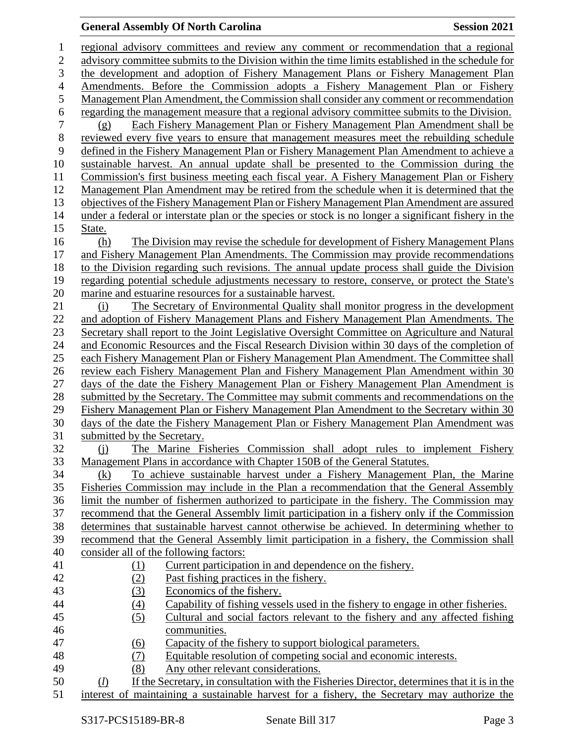regional advisory committees and review any comment or recommendation that a regional advisory committee submits to the Division within the time limits established in the schedule for the development and adoption of Fishery Management Plans or Fishery Management Plan Amendments. Before the Commission adopts a Fishery Management Plan or Fishery Management Plan Amendment, the Commission shall consider any comment or recommendation regarding the management measure that a regional advisory committee submits to the Division.

(g) Each Fishery Management Plan or Fishery Management Plan Amendment shall be reviewed every five years to ensure that management measures meet the rebuilding schedule defined in the Fishery Management Plan or Fishery Management Plan Amendment to achieve a sustainable harvest. An annual update shall be presented to the Commission during the Commission's first business meeting each fiscal year. A Fishery Management Plan or Fishery Management Plan Amendment may be retired from the schedule when it is determined that the objectives of the Fishery Management Plan or Fishery Management Plan Amendment are assured under a federal or interstate plan or the species or stock is no longer a significant fishery in the State.

(h) The Division may revise the schedule for development of Fishery Management Plans and Fishery Management Plan Amendments. The Commission may provide recommendations to the Division regarding such revisions. The annual update process shall guide the Division regarding potential schedule adjustments necessary to restore, conserve, or protect the State's marine and estuarine resources for a sustainable harvest.

(i) The Secretary of Environmental Quality shall monitor progress in the development and adoption of Fishery Management Plans and Fishery Management Plan Amendments. The Secretary shall report to the Joint Legislative Oversight Committee on Agriculture and Natural and Economic Resources and the Fiscal Research Division within 30 days of the completion of each Fishery Management Plan or Fishery Management Plan Amendment. The Committee shall review each Fishery Management Plan and Fishery Management Plan Amendment within 30 days of the date the Fishery Management Plan or Fishery Management Plan Amendment is submitted by the Secretary. The Committee may submit comments and recommendations on the Fishery Management Plan or Fishery Management Plan Amendment to the Secretary within 30 days of the date the Fishery Management Plan or Fishery Management Plan Amendment was submitted by the Secretary.

(j) The Marine Fisheries Commission shall adopt rules to implement Fishery Management Plans in accordance with Chapter 150B of the General Statutes.

(k) To achieve sustainable harvest under a Fishery Management Plan, the Marine Fisheries Commission may include in the Plan a recommendation that the General Assembly limit the number of fishermen authorized to participate in the fishery. The Commission may recommend that the General Assembly limit participation in a fishery only if the Commission determines that sustainable harvest cannot otherwise be achieved. In determining whether to recommend that the General Assembly limit participation in a fishery, the Commission shall consider all of the following factors:

(1) Current participation in and dependence on the fishery.
(2) Past fishing practices in the fishery.
(3) Economics of the fishery.
(4) Capability of fishing vessels used in the fishery to engage in other fisheries.
(5) Cultural and social factors relevant to the fishery and any affected fishing communities.
(6) Capacity of the fishery to support biological parameters.
(7) Equitable resolution of competing social and economic interests.
(8) Any other relevant considerations.

(*l*) If the Secretary, in consultation with the Fisheries Director, determines that it is in the interest of maintaining a sustainable harvest for a fishery, the Secretary may authorize the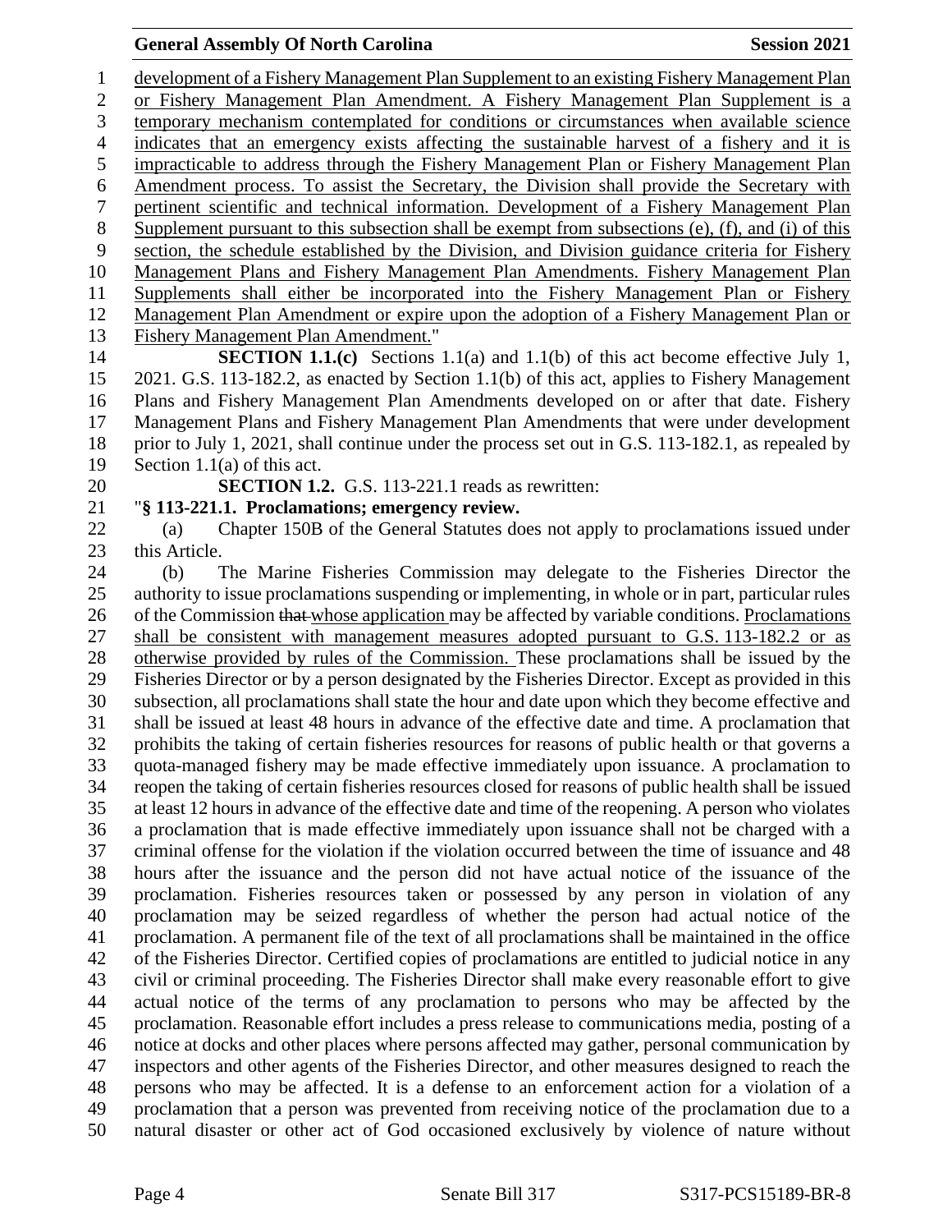development of a Fishery Management Plan Supplement to an existing Fishery Management Plan or Fishery Management Plan Amendment. A Fishery Management Plan Supplement is a temporary mechanism contemplated for conditions or circumstances when available science indicates that an emergency exists affecting the sustainable harvest of a fishery and it is impracticable to address through the Fishery Management Plan or Fishery Management Plan Amendment process. To assist the Secretary, the Division shall provide the Secretary with pertinent scientific and technical information. Development of a Fishery Management Plan Supplement pursuant to this subsection shall be exempt from subsections (e), (f), and (i) of this section, the schedule established by the Division, and Division guidance criteria for Fishery Management Plans and Fishery Management Plan Amendments. Fishery Management Plan Supplements shall either be incorporated into the Fishery Management Plan or Fishery Management Plan Amendment or expire upon the adoption of a Fishery Management Plan or Fishery Management Plan Amendment."

**SECTION 1.1.(c)** Sections 1.1(a) and 1.1(b) of this act become effective July 1, 2021. G.S. 113-182.2, as enacted by Section 1.1(b) of this act, applies to Fishery Management Plans and Fishery Management Plan Amendments developed on or after that date. Fishery Management Plans and Fishery Management Plan Amendments that were under development prior to July 1, 2021, shall continue under the process set out in G.S. 113-182.1, as repealed by Section 1.1(a) of this act.

**SECTION 1.2.** G.S. 113-221.1 reads as rewritten:

"**§ 113-221.1. Proclamations; emergency review.**

(a) Chapter 150B of the General Statutes does not apply to proclamations issued under this Article.

(b) The Marine Fisheries Commission may delegate to the Fisheries Director the authority to issue proclamations suspending or implementing, in whole or in part, particular rules of the Commission ~~that~~ whose application may be affected by variable conditions. Proclamations shall be consistent with management measures adopted pursuant to G.S. 113-182.2 or as otherwise provided by rules of the Commission. These proclamations shall be issued by the Fisheries Director or by a person designated by the Fisheries Director. Except as provided in this subsection, all proclamations shall state the hour and date upon which they become effective and shall be issued at least 48 hours in advance of the effective date and time. A proclamation that prohibits the taking of certain fisheries resources for reasons of public health or that governs a quota-managed fishery may be made effective immediately upon issuance. A proclamation to reopen the taking of certain fisheries resources closed for reasons of public health shall be issued at least 12 hours in advance of the effective date and time of the reopening. A person who violates a proclamation that is made effective immediately upon issuance shall not be charged with a criminal offense for the violation if the violation occurred between the time of issuance and 48 hours after the issuance and the person did not have actual notice of the issuance of the proclamation. Fisheries resources taken or possessed by any person in violation of any proclamation may be seized regardless of whether the person had actual notice of the proclamation. A permanent file of the text of all proclamations shall be maintained in the office of the Fisheries Director. Certified copies of proclamations are entitled to judicial notice in any civil or criminal proceeding. The Fisheries Director shall make every reasonable effort to give actual notice of the terms of any proclamation to persons who may be affected by the proclamation. Reasonable effort includes a press release to communications media, posting of a notice at docks and other places where persons affected may gather, personal communication by inspectors and other agents of the Fisheries Director, and other measures designed to reach the persons who may be affected. It is a defense to an enforcement action for a violation of a proclamation that a person was prevented from receiving notice of the proclamation due to a natural disaster or other act of God occasioned exclusively by violence of nature without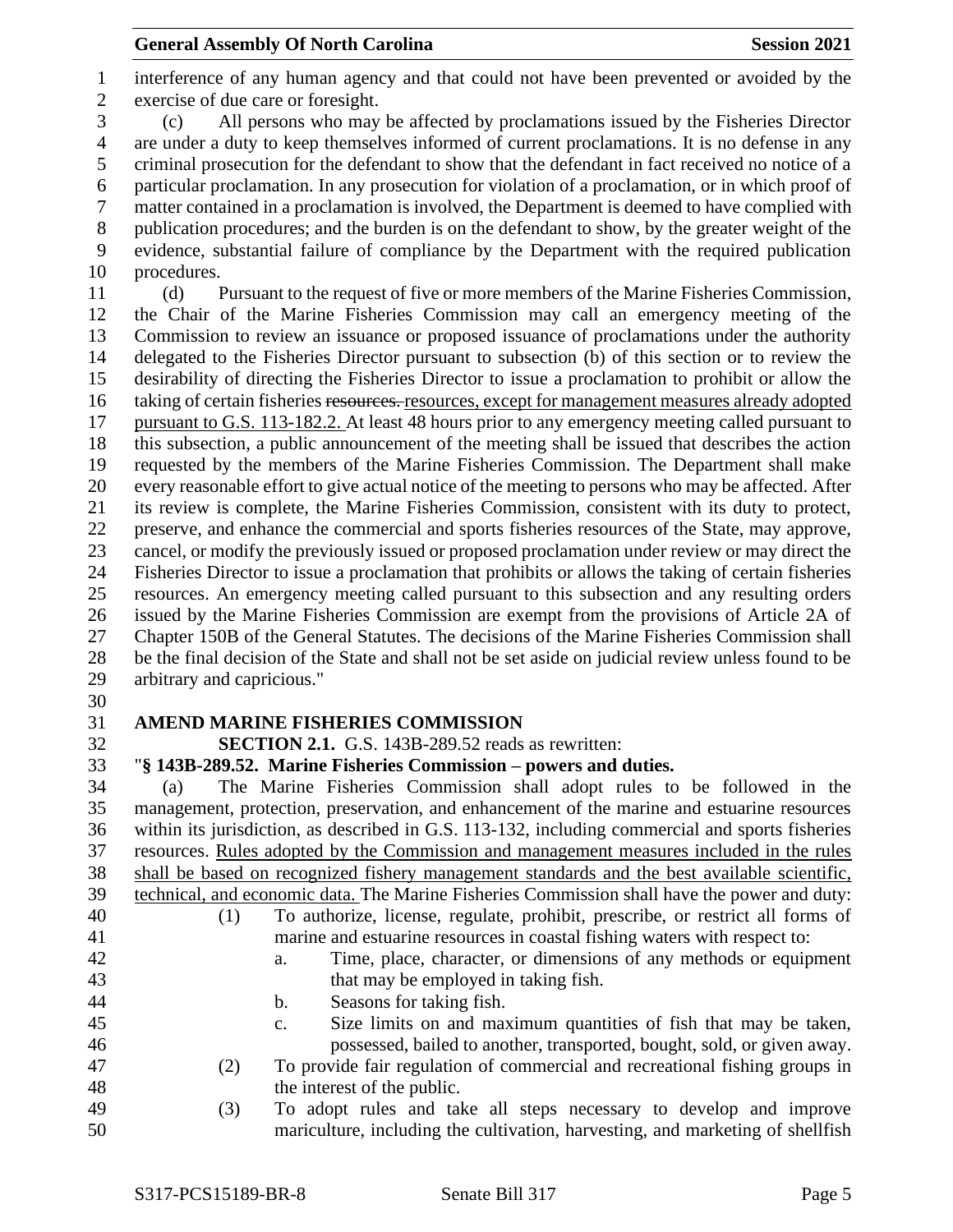interference of any human agency and that could not have been prevented or avoided by the exercise of due care or foresight.

(c) All persons who may be affected by proclamations issued by the Fisheries Director are under a duty to keep themselves informed of current proclamations. It is no defense in any criminal prosecution for the defendant to show that the defendant in fact received no notice of a particular proclamation. In any prosecution for violation of a proclamation, or in which proof of matter contained in a proclamation is involved, the Department is deemed to have complied with publication procedures; and the burden is on the defendant to show, by the greater weight of the evidence, substantial failure of compliance by the Department with the required publication procedures.

(d) Pursuant to the request of five or more members of the Marine Fisheries Commission, the Chair of the Marine Fisheries Commission may call an emergency meeting of the Commission to review an issuance or proposed issuance of proclamations under the authority delegated to the Fisheries Director pursuant to subsection (b) of this section or to review the desirability of directing the Fisheries Director to issue a proclamation to prohibit or allow the taking of certain fisheries ~~resources.~~ resources, except for management measures already adopted pursuant to G.S. 113-182.2. At least 48 hours prior to any emergency meeting called pursuant to this subsection, a public announcement of the meeting shall be issued that describes the action requested by the members of the Marine Fisheries Commission. The Department shall make every reasonable effort to give actual notice of the meeting to persons who may be affected. After its review is complete, the Marine Fisheries Commission, consistent with its duty to protect, preserve, and enhance the commercial and sports fisheries resources of the State, may approve, cancel, or modify the previously issued or proposed proclamation under review or may direct the Fisheries Director to issue a proclamation that prohibits or allows the taking of certain fisheries resources. An emergency meeting called pursuant to this subsection and any resulting orders issued by the Marine Fisheries Commission are exempt from the provisions of Article 2A of Chapter 150B of the General Statutes. The decisions of the Marine Fisheries Commission shall be the final decision of the State and shall not be set aside on judicial review unless found to be arbitrary and capricious."

**AMEND MARINE FISHERIES COMMISSION**

**SECTION 2.1.** G.S. 143B-289.52 reads as rewritten:

"**§ 143B-289.52. Marine Fisheries Commission – powers and duties.**

(a) The Marine Fisheries Commission shall adopt rules to be followed in the management, protection, preservation, and enhancement of the marine and estuarine resources within its jurisdiction, as described in G.S. 113-132, including commercial and sports fisheries resources. Rules adopted by the Commission and management measures included in the rules shall be based on recognized fishery management standards and the best available scientific, technical, and economic data. The Marine Fisheries Commission shall have the power and duty:

(1) To authorize, license, regulate, prohibit, prescribe, or restrict all forms of marine and estuarine resources in coastal fishing waters with respect to:

a. Time, place, character, or dimensions of any methods or equipment that may be employed in taking fish.

b. Seasons for taking fish.

c. Size limits on and maximum quantities of fish that may be taken, possessed, bailed to another, transported, bought, sold, or given away.

(2) To provide fair regulation of commercial and recreational fishing groups in the interest of the public.

(3) To adopt rules and take all steps necessary to develop and improve mariculture, including the cultivation, harvesting, and marketing of shellfish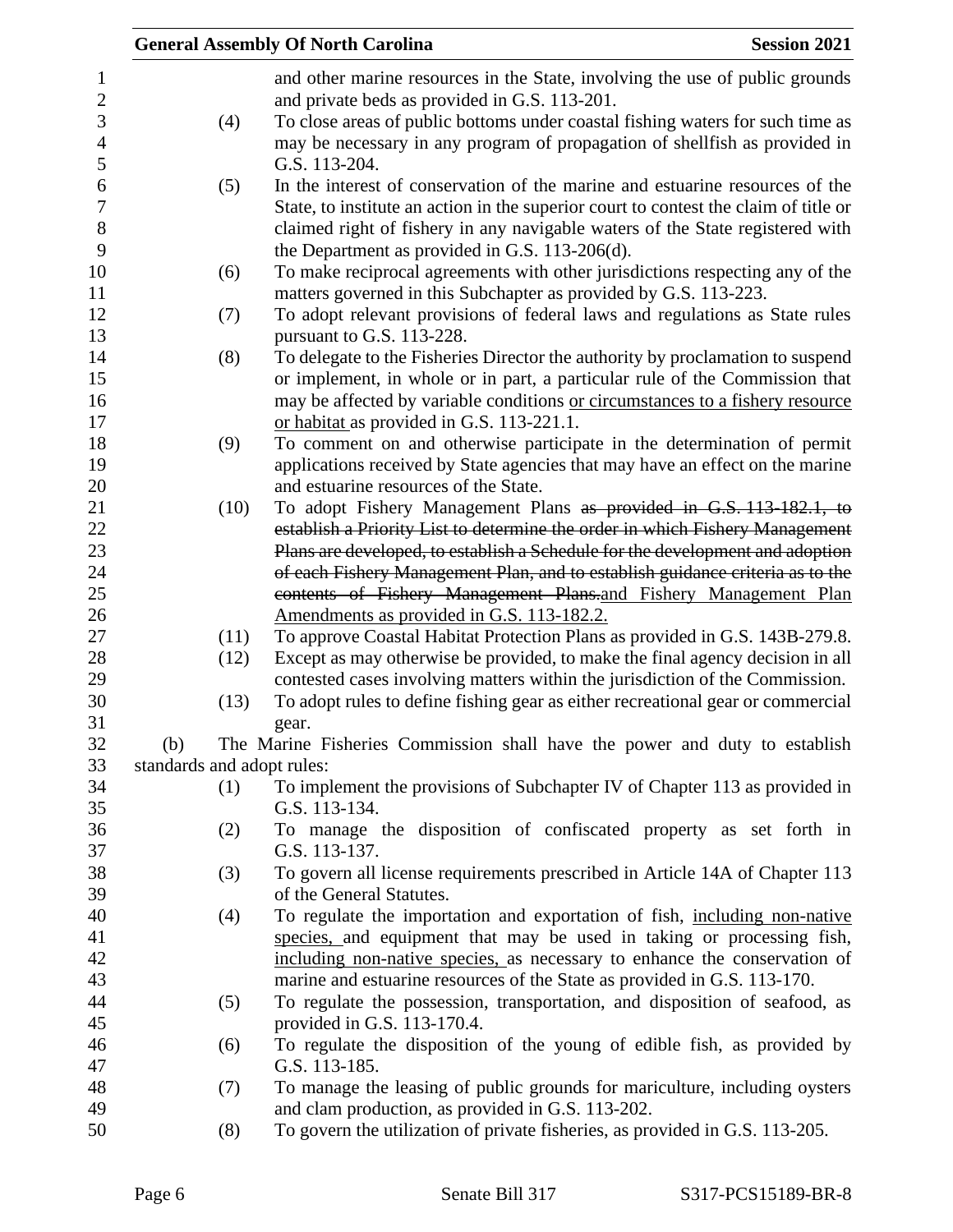and other marine resources in the State, involving the use of public grounds and private beds as provided in G.S. 113-201.

(4) To close areas of public bottoms under coastal fishing waters for such time as may be necessary in any program of propagation of shellfish as provided in G.S. 113-204.

(5) In the interest of conservation of the marine and estuarine resources of the State, to institute an action in the superior court to contest the claim of title or claimed right of fishery in any navigable waters of the State registered with the Department as provided in G.S. 113-206(d).

(6) To make reciprocal agreements with other jurisdictions respecting any of the matters governed in this Subchapter as provided by G.S. 113-223.

(7) To adopt relevant provisions of federal laws and regulations as State rules pursuant to G.S. 113-228.

(8) To delegate to the Fisheries Director the authority by proclamation to suspend or implement, in whole or in part, a particular rule of the Commission that may be affected by variable conditions <u>or circumstances to a fishery resource or habitat</u> as provided in G.S. 113-221.1.

(9) To comment on and otherwise participate in the determination of permit applications received by State agencies that may have an effect on the marine and estuarine resources of the State.

(10) To adopt Fishery Management Plans ~~as provided in G.S. 113-182.1, to establish a Priority List to determine the order in which Fishery Management Plans are developed, to establish a Schedule for the development and adoption of each Fishery Management Plan, and to establish guidance criteria as to the contents of Fishery Management Plans.~~<u>and Fishery Management Plan Amendments as provided in G.S. 113-182.2.</u>

(11) To approve Coastal Habitat Protection Plans as provided in G.S. 143B-279.8.

(12) Except as may otherwise be provided, to make the final agency decision in all contested cases involving matters within the jurisdiction of the Commission.

(13) To adopt rules to define fishing gear as either recreational gear or commercial gear.

(b) The Marine Fisheries Commission shall have the power and duty to establish standards and adopt rules:

(1) To implement the provisions of Subchapter IV of Chapter 113 as provided in G.S. 113-134.

(2) To manage the disposition of confiscated property as set forth in G.S. 113-137.

(3) To govern all license requirements prescribed in Article 14A of Chapter 113 of the General Statutes.

(4) To regulate the importation and exportation of fish, <u>including non-native species,</u> and equipment that may be used in taking or processing fish, <u>including non-native species,</u> as necessary to enhance the conservation of marine and estuarine resources of the State as provided in G.S. 113-170.

(5) To regulate the possession, transportation, and disposition of seafood, as provided in G.S. 113-170.4.

(6) To regulate the disposition of the young of edible fish, as provided by G.S. 113-185.

(7) To manage the leasing of public grounds for mariculture, including oysters and clam production, as provided in G.S. 113-202.

(8) To govern the utilization of private fisheries, as provided in G.S. 113-205.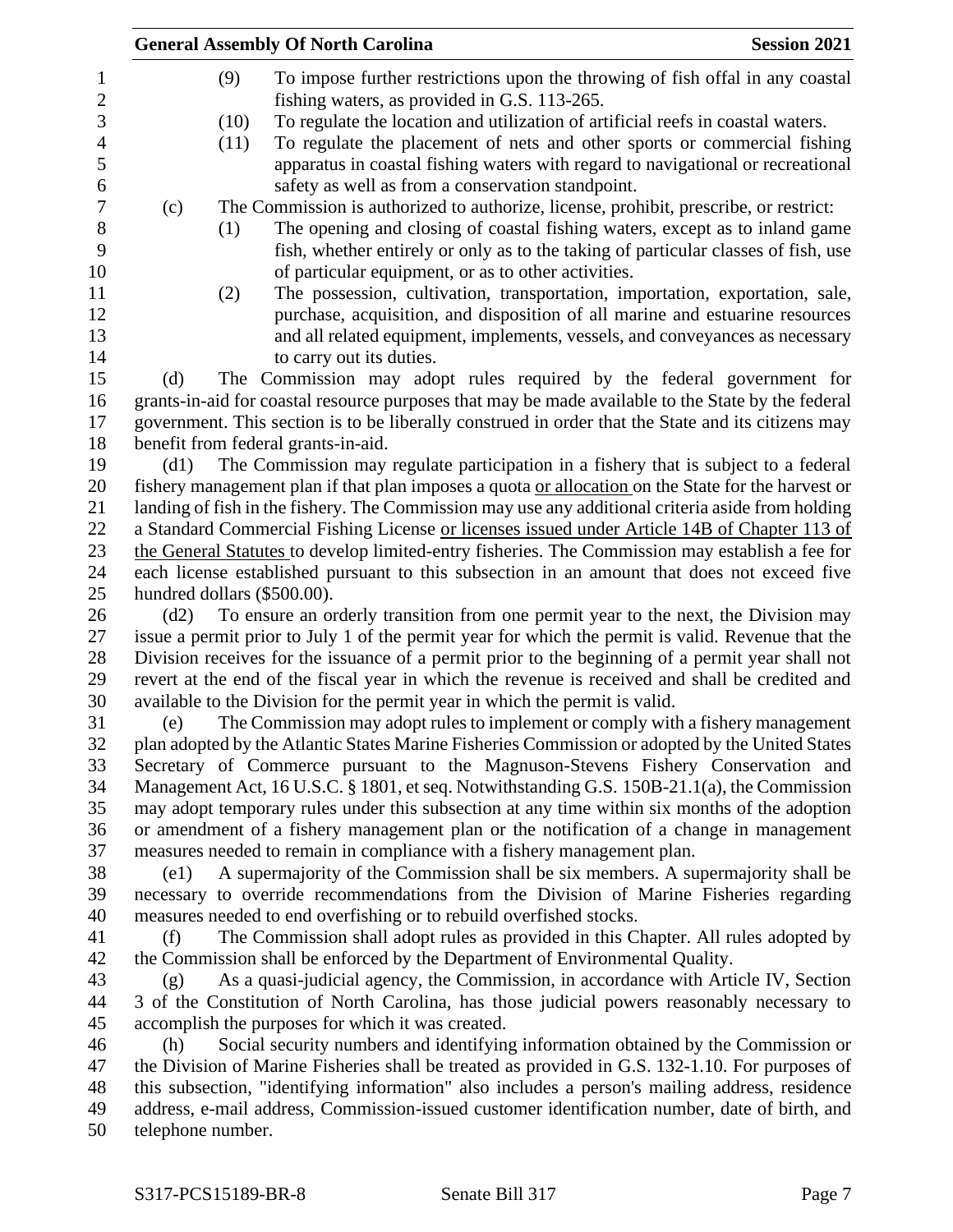(9) To impose further restrictions upon the throwing of fish offal in any coastal fishing waters, as provided in G.S. 113-265.

(10) To regulate the location and utilization of artificial reefs in coastal waters.

(11) To regulate the placement of nets and other sports or commercial fishing apparatus in coastal fishing waters with regard to navigational or recreational safety as well as from a conservation standpoint.

(c) The Commission is authorized to authorize, license, prohibit, prescribe, or restrict:

(1) The opening and closing of coastal fishing waters, except as to inland game fish, whether entirely or only as to the taking of particular classes of fish, use of particular equipment, or as to other activities.

(2) The possession, cultivation, transportation, importation, exportation, sale, purchase, acquisition, and disposition of all marine and estuarine resources and all related equipment, implements, vessels, and conveyances as necessary to carry out its duties.

(d) The Commission may adopt rules required by the federal government for grants-in-aid for coastal resource purposes that may be made available to the State by the federal government. This section is to be liberally construed in order that the State and its citizens may benefit from federal grants-in-aid.

(d1) The Commission may regulate participation in a fishery that is subject to a federal fishery management plan if that plan imposes a quota <u>or allocation</u> on the State for the harvest or landing of fish in the fishery. The Commission may use any additional criteria aside from holding a Standard Commercial Fishing License <u>or licenses issued under Article 14B of Chapter 113 of the General Statutes</u> to develop limited-entry fisheries. The Commission may establish a fee for each license established pursuant to this subsection in an amount that does not exceed five hundred dollars ($500.00).

(d2) To ensure an orderly transition from one permit year to the next, the Division may issue a permit prior to July 1 of the permit year for which the permit is valid. Revenue that the Division receives for the issuance of a permit prior to the beginning of a permit year shall not revert at the end of the fiscal year in which the revenue is received and shall be credited and available to the Division for the permit year in which the permit is valid.

(e) The Commission may adopt rules to implement or comply with a fishery management plan adopted by the Atlantic States Marine Fisheries Commission or adopted by the United States Secretary of Commerce pursuant to the Magnuson-Stevens Fishery Conservation and Management Act, 16 U.S.C. § 1801, et seq. Notwithstanding G.S. 150B-21.1(a), the Commission may adopt temporary rules under this subsection at any time within six months of the adoption or amendment of a fishery management plan or the notification of a change in management measures needed to remain in compliance with a fishery management plan.

(e1) A supermajority of the Commission shall be six members. A supermajority shall be necessary to override recommendations from the Division of Marine Fisheries regarding measures needed to end overfishing or to rebuild overfished stocks.

(f) The Commission shall adopt rules as provided in this Chapter. All rules adopted by the Commission shall be enforced by the Department of Environmental Quality.

(g) As a quasi-judicial agency, the Commission, in accordance with Article IV, Section 3 of the Constitution of North Carolina, has those judicial powers reasonably necessary to accomplish the purposes for which it was created.

(h) Social security numbers and identifying information obtained by the Commission or the Division of Marine Fisheries shall be treated as provided in G.S. 132-1.10. For purposes of this subsection, "identifying information" also includes a person's mailing address, residence address, e-mail address, Commission-issued customer identification number, date of birth, and telephone number.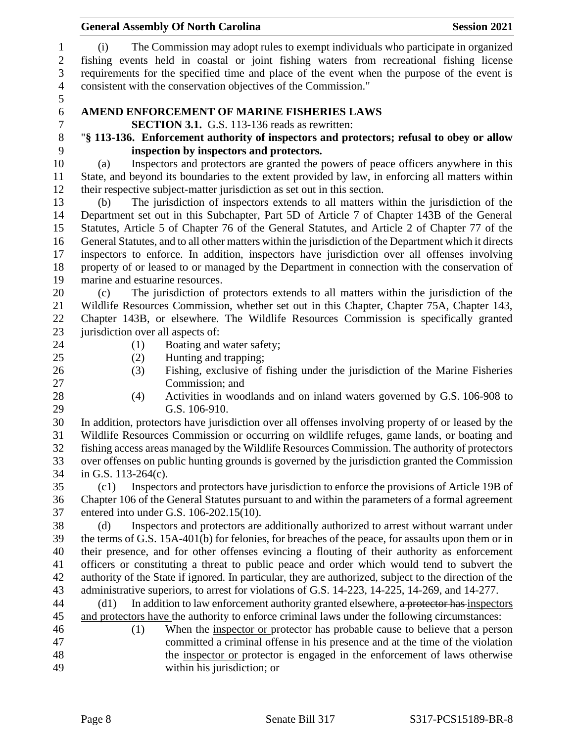(i) The Commission may adopt rules to exempt individuals who participate in organized fishing events held in coastal or joint fishing waters from recreational fishing license requirements for the specified time and place of the event when the purpose of the event is consistent with the conservation objectives of the Commission."

**AMEND ENFORCEMENT OF MARINE FISHERIES LAWS**

**SECTION 3.1.** G.S. 113-136 reads as rewritten:

"**§ 113-136. Enforcement authority of inspectors and protectors; refusal to obey or allow inspection by inspectors and protectors.**

(a) Inspectors and protectors are granted the powers of peace officers anywhere in this State, and beyond its boundaries to the extent provided by law, in enforcing all matters within their respective subject-matter jurisdiction as set out in this section.

(b) The jurisdiction of inspectors extends to all matters within the jurisdiction of the Department set out in this Subchapter, Part 5D of Article 7 of Chapter 143B of the General Statutes, Article 5 of Chapter 76 of the General Statutes, and Article 2 of Chapter 77 of the General Statutes, and to all other matters within the jurisdiction of the Department which it directs inspectors to enforce. In addition, inspectors have jurisdiction over all offenses involving property of or leased to or managed by the Department in connection with the conservation of marine and estuarine resources.

(c) The jurisdiction of protectors extends to all matters within the jurisdiction of the Wildlife Resources Commission, whether set out in this Chapter, Chapter 75A, Chapter 143, Chapter 143B, or elsewhere. The Wildlife Resources Commission is specifically granted jurisdiction over all aspects of:

- (1) Boating and water safety;
- (2) Hunting and trapping;
- (3) Fishing, exclusive of fishing under the jurisdiction of the Marine Fisheries Commission; and
- (4) Activities in woodlands and on inland waters governed by G.S. 106-908 to G.S. 106-910.

In addition, protectors have jurisdiction over all offenses involving property of or leased by the Wildlife Resources Commission or occurring on wildlife refuges, game lands, or boating and fishing access areas managed by the Wildlife Resources Commission. The authority of protectors over offenses on public hunting grounds is governed by the jurisdiction granted the Commission in G.S. 113-264(c).

(c1) Inspectors and protectors have jurisdiction to enforce the provisions of Article 19B of Chapter 106 of the General Statutes pursuant to and within the parameters of a formal agreement entered into under G.S. 106-202.15(10).

(d) Inspectors and protectors are additionally authorized to arrest without warrant under the terms of G.S. 15A-401(b) for felonies, for breaches of the peace, for assaults upon them or in their presence, and for other offenses evincing a flouting of their authority as enforcement officers or constituting a threat to public peace and order which would tend to subvert the authority of the State if ignored. In particular, they are authorized, subject to the direction of the administrative superiors, to arrest for violations of G.S. 14-223, 14-225, 14-269, and 14-277.

(d1) In addition to law enforcement authority granted elsewhere, ~~a protector has~~ <u>inspectors and protectors have</u> the authority to enforce criminal laws under the following circumstances:

- (1) When the <u>inspector or</u> protector has probable cause to believe that a person committed a criminal offense in his presence and at the time of the violation the <u>inspector or</u> protector is engaged in the enforcement of laws otherwise within his jurisdiction; or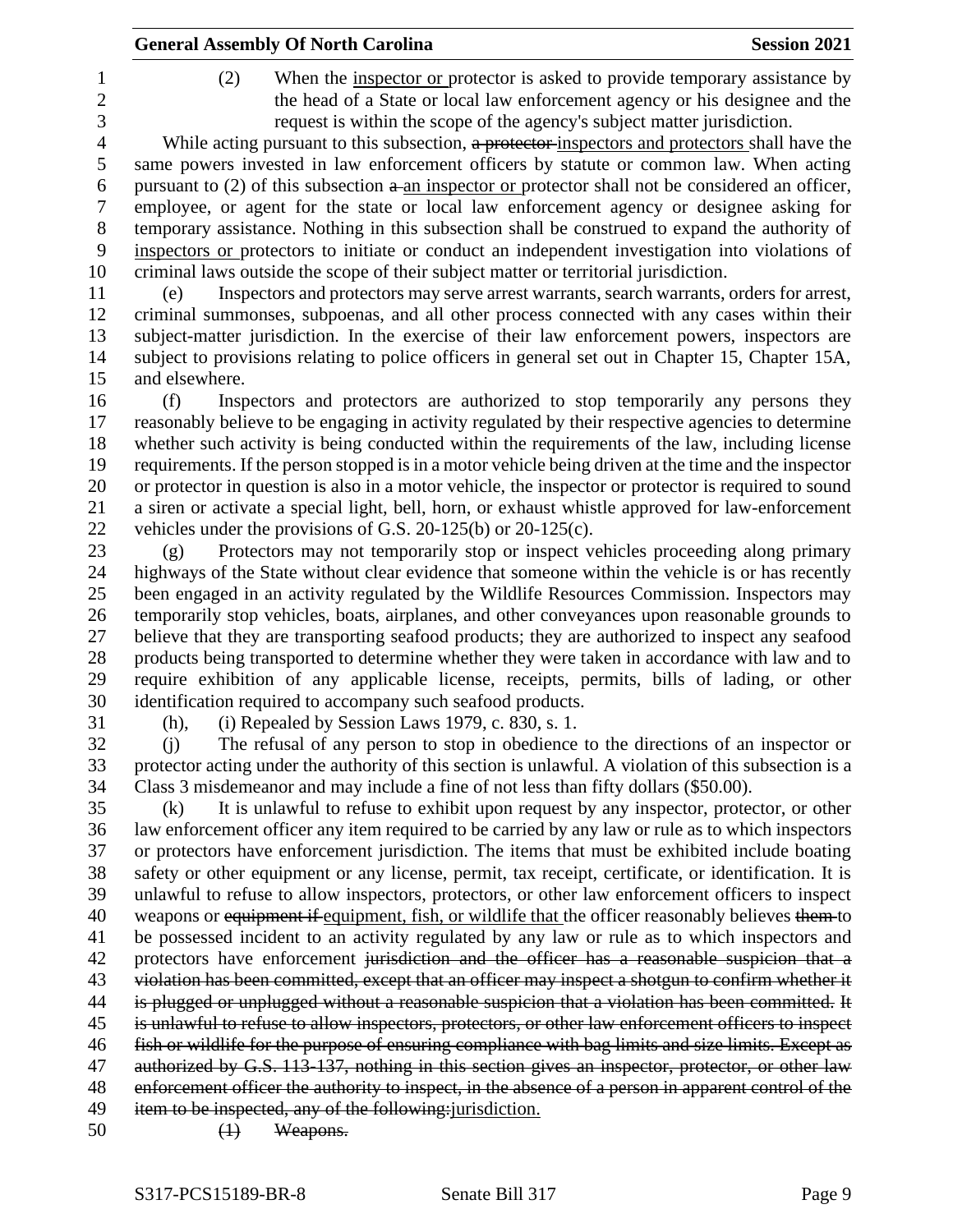(2) When the inspector or protector is asked to provide temporary assistance by the head of a State or local law enforcement agency or his designee and the request is within the scope of the agency's subject matter jurisdiction.

While acting pursuant to this subsection, ~~a protector~~ inspectors and protectors shall have the same powers invested in law enforcement officers by statute or common law. When acting pursuant to (2) of this subsection ~~a~~ an inspector or protector shall not be considered an officer, employee, or agent for the state or local law enforcement agency or designee asking for temporary assistance. Nothing in this subsection shall be construed to expand the authority of inspectors or protectors to initiate or conduct an independent investigation into violations of criminal laws outside the scope of their subject matter or territorial jurisdiction.

(e) Inspectors and protectors may serve arrest warrants, search warrants, orders for arrest, criminal summonses, subpoenas, and all other process connected with any cases within their subject-matter jurisdiction. In the exercise of their law enforcement powers, inspectors are subject to provisions relating to police officers in general set out in Chapter 15, Chapter 15A, and elsewhere.

(f) Inspectors and protectors are authorized to stop temporarily any persons they reasonably believe to be engaging in activity regulated by their respective agencies to determine whether such activity is being conducted within the requirements of the law, including license requirements. If the person stopped is in a motor vehicle being driven at the time and the inspector or protector in question is also in a motor vehicle, the inspector or protector is required to sound a siren or activate a special light, bell, horn, or exhaust whistle approved for law-enforcement vehicles under the provisions of G.S. 20-125(b) or 20-125(c).

(g) Protectors may not temporarily stop or inspect vehicles proceeding along primary highways of the State without clear evidence that someone within the vehicle is or has recently been engaged in an activity regulated by the Wildlife Resources Commission. Inspectors may temporarily stop vehicles, boats, airplanes, and other conveyances upon reasonable grounds to believe that they are transporting seafood products; they are authorized to inspect any seafood products being transported to determine whether they were taken in accordance with law and to require exhibition of any applicable license, receipts, permits, bills of lading, or other identification required to accompany such seafood products.

(h), (i) Repealed by Session Laws 1979, c. 830, s. 1.

(j) The refusal of any person to stop in obedience to the directions of an inspector or protector acting under the authority of this section is unlawful. A violation of this subsection is a Class 3 misdemeanor and may include a fine of not less than fifty dollars ($50.00).

(k) It is unlawful to refuse to exhibit upon request by any inspector, protector, or other law enforcement officer any item required to be carried by any law or rule as to which inspectors or protectors have enforcement jurisdiction. The items that must be exhibited include boating safety or other equipment or any license, permit, tax receipt, certificate, or identification. It is unlawful to refuse to allow inspectors, protectors, or other law enforcement officers to inspect weapons or ~~equipment if~~ equipment, fish, or wildlife that the officer reasonably believes ~~them~~ to be possessed incident to an activity regulated by any law or rule as to which inspectors and protectors have enforcement ~~jurisdiction and the officer has a reasonable suspicion that a violation has been committed, except that an officer may inspect a shotgun to confirm whether it is plugged or unplugged without a reasonable suspicion that a violation has been committed. It is unlawful to refuse to allow inspectors, protectors, or other law enforcement officers to inspect fish or wildlife for the purpose of ensuring compliance with bag limits and size limits. Except as authorized by G.S. 113-137, nothing in this section gives an inspector, protector, or other law enforcement officer the authority to inspect, in the absence of a person in apparent control of the item to be inspected, any of the following:~~ jurisdiction.

~~(1) Weapons.~~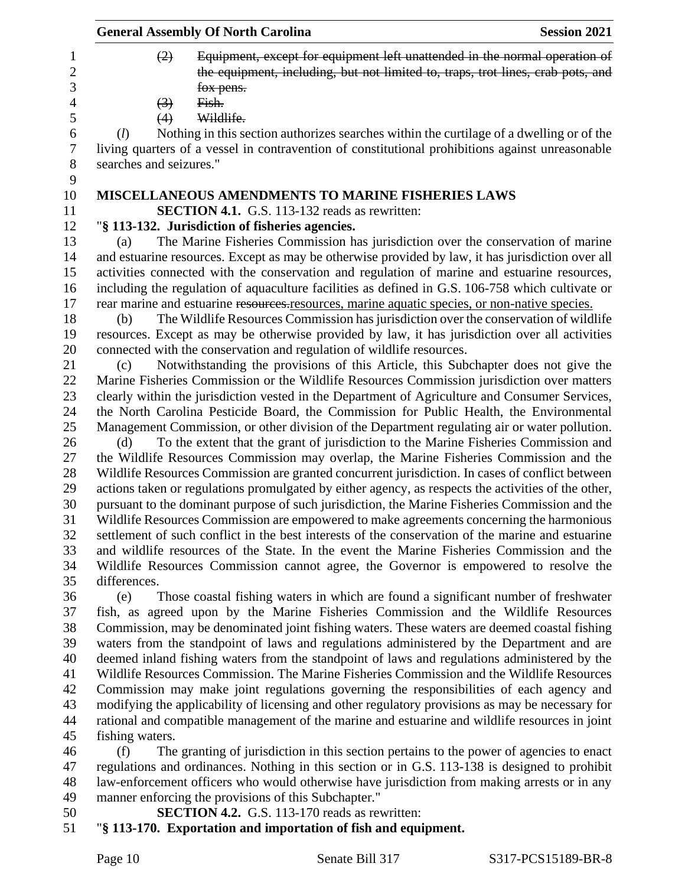~~(2) Equipment, except for equipment left unattended in the normal operation of the equipment, including, but not limited to, traps, trot lines, crab pots, and fox pens.~~

~~(3) Fish.~~

~~(4) Wildlife.~~

(*l*) Nothing in this section authorizes searches within the curtilage of a dwelling or of the living quarters of a vessel in contravention of constitutional prohibitions against unreasonable searches and seizures."

**MISCELLANEOUS AMENDMENTS TO MARINE FISHERIES LAWS**

**SECTION 4.1.** G.S. 113-132 reads as rewritten:

"**§ 113-132. Jurisdiction of fisheries agencies.**

(a) The Marine Fisheries Commission has jurisdiction over the conservation of marine and estuarine resources. Except as may be otherwise provided by law, it has jurisdiction over all activities connected with the conservation and regulation of marine and estuarine resources, including the regulation of aquaculture facilities as defined in G.S. 106-758 which cultivate or rear marine and estuarine ~~resources.~~resources, marine aquatic species, or non-native species.

(b) The Wildlife Resources Commission has jurisdiction over the conservation of wildlife resources. Except as may be otherwise provided by law, it has jurisdiction over all activities connected with the conservation and regulation of wildlife resources.

(c) Notwithstanding the provisions of this Article, this Subchapter does not give the Marine Fisheries Commission or the Wildlife Resources Commission jurisdiction over matters clearly within the jurisdiction vested in the Department of Agriculture and Consumer Services, the North Carolina Pesticide Board, the Commission for Public Health, the Environmental Management Commission, or other division of the Department regulating air or water pollution.

(d) To the extent that the grant of jurisdiction to the Marine Fisheries Commission and the Wildlife Resources Commission may overlap, the Marine Fisheries Commission and the Wildlife Resources Commission are granted concurrent jurisdiction. In cases of conflict between actions taken or regulations promulgated by either agency, as respects the activities of the other, pursuant to the dominant purpose of such jurisdiction, the Marine Fisheries Commission and the Wildlife Resources Commission are empowered to make agreements concerning the harmonious settlement of such conflict in the best interests of the conservation of the marine and estuarine and wildlife resources of the State. In the event the Marine Fisheries Commission and the Wildlife Resources Commission cannot agree, the Governor is empowered to resolve the differences.

(e) Those coastal fishing waters in which are found a significant number of freshwater fish, as agreed upon by the Marine Fisheries Commission and the Wildlife Resources Commission, may be denominated joint fishing waters. These waters are deemed coastal fishing waters from the standpoint of laws and regulations administered by the Department and are deemed inland fishing waters from the standpoint of laws and regulations administered by the Wildlife Resources Commission. The Marine Fisheries Commission and the Wildlife Resources Commission may make joint regulations governing the responsibilities of each agency and modifying the applicability of licensing and other regulatory provisions as may be necessary for rational and compatible management of the marine and estuarine and wildlife resources in joint fishing waters.

(f) The granting of jurisdiction in this section pertains to the power of agencies to enact regulations and ordinances. Nothing in this section or in G.S. 113-138 is designed to prohibit law-enforcement officers who would otherwise have jurisdiction from making arrests or in any manner enforcing the provisions of this Subchapter."

**SECTION 4.2.** G.S. 113-170 reads as rewritten:

"**§ 113-170. Exportation and importation of fish and equipment.**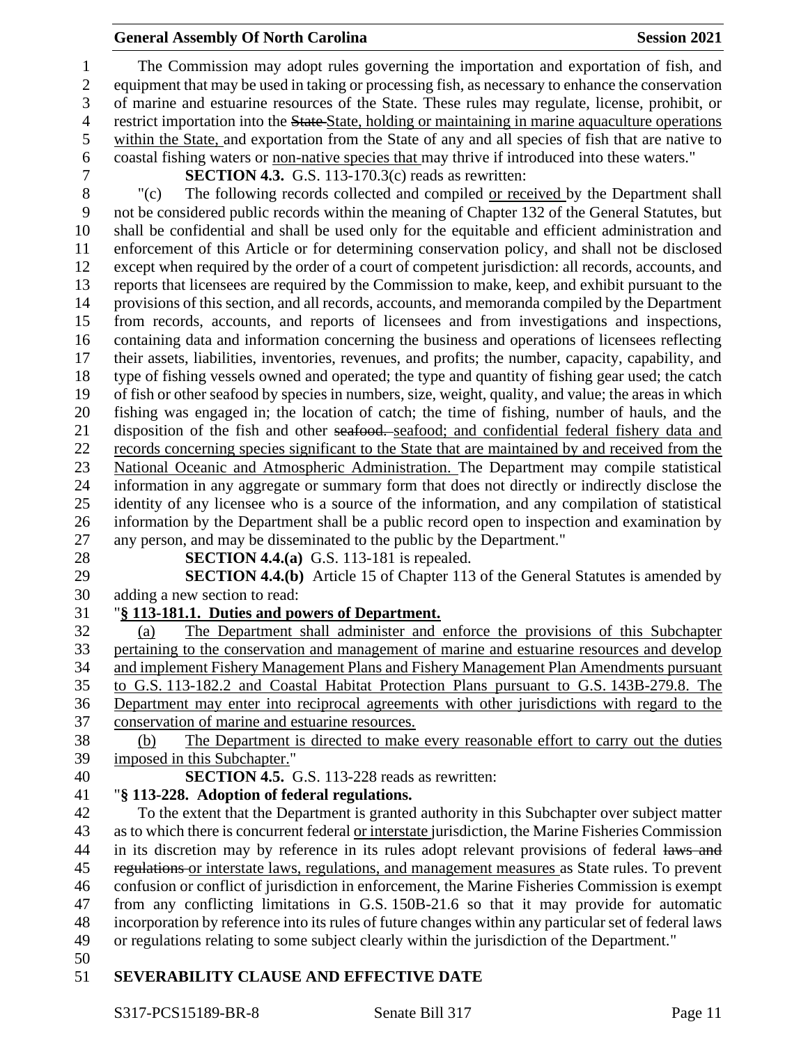The Commission may adopt rules governing the importation and exportation of fish, and equipment that may be used in taking or processing fish, as necessary to enhance the conservation of marine and estuarine resources of the State. These rules may regulate, license, prohibit, or restrict importation into the ~~State~~ State, holding or maintaining in marine aquaculture operations within the State, and exportation from the State of any and all species of fish that are native to coastal fishing waters or non-native species that may thrive if introduced into these waters."

**SECTION 4.3.** G.S. 113-170.3(c) reads as rewritten:

"(c) The following records collected and compiled or received by the Department shall not be considered public records within the meaning of Chapter 132 of the General Statutes, but shall be confidential and shall be used only for the equitable and efficient administration and enforcement of this Article or for determining conservation policy, and shall not be disclosed except when required by the order of a court of competent jurisdiction: all records, accounts, and reports that licensees are required by the Commission to make, keep, and exhibit pursuant to the provisions of this section, and all records, accounts, and memoranda compiled by the Department from records, accounts, and reports of licensees and from investigations and inspections, containing data and information concerning the business and operations of licensees reflecting their assets, liabilities, inventories, revenues, and profits; the number, capacity, capability, and type of fishing vessels owned and operated; the type and quantity of fishing gear used; the catch of fish or other seafood by species in numbers, size, weight, quality, and value; the areas in which fishing was engaged in; the location of catch; the time of fishing, number of hauls, and the disposition of the fish and other ~~seafood.~~ seafood; and confidential federal fishery data and records concerning species significant to the State that are maintained by and received from the National Oceanic and Atmospheric Administration. The Department may compile statistical information in any aggregate or summary form that does not directly or indirectly disclose the identity of any licensee who is a source of the information, and any compilation of statistical information by the Department shall be a public record open to inspection and examination by any person, and may be disseminated to the public by the Department."

**SECTION 4.4.(a)** G.S. 113-181 is repealed.

**SECTION 4.4.(b)** Article 15 of Chapter 113 of the General Statutes is amended by adding a new section to read:

"**§ 113-181.1. Duties and powers of Department.**

(a) The Department shall administer and enforce the provisions of this Subchapter pertaining to the conservation and management of marine and estuarine resources and develop and implement Fishery Management Plans and Fishery Management Plan Amendments pursuant to G.S. 113-182.2 and Coastal Habitat Protection Plans pursuant to G.S. 143B-279.8. The Department may enter into reciprocal agreements with other jurisdictions with regard to the conservation of marine and estuarine resources.

(b) The Department is directed to make every reasonable effort to carry out the duties imposed in this Subchapter."

**SECTION 4.5.** G.S. 113-228 reads as rewritten:

"**§ 113-228. Adoption of federal regulations.**

To the extent that the Department is granted authority in this Subchapter over subject matter as to which there is concurrent federal or interstate jurisdiction, the Marine Fisheries Commission in its discretion may by reference in its rules adopt relevant provisions of federal ~~laws and regulations~~ or interstate laws, regulations, and management measures as State rules. To prevent confusion or conflict of jurisdiction in enforcement, the Marine Fisheries Commission is exempt from any conflicting limitations in G.S. 150B-21.6 so that it may provide for automatic incorporation by reference into its rules of future changes within any particular set of federal laws or regulations relating to some subject clearly within the jurisdiction of the Department."

**SEVERABILITY CLAUSE AND EFFECTIVE DATE**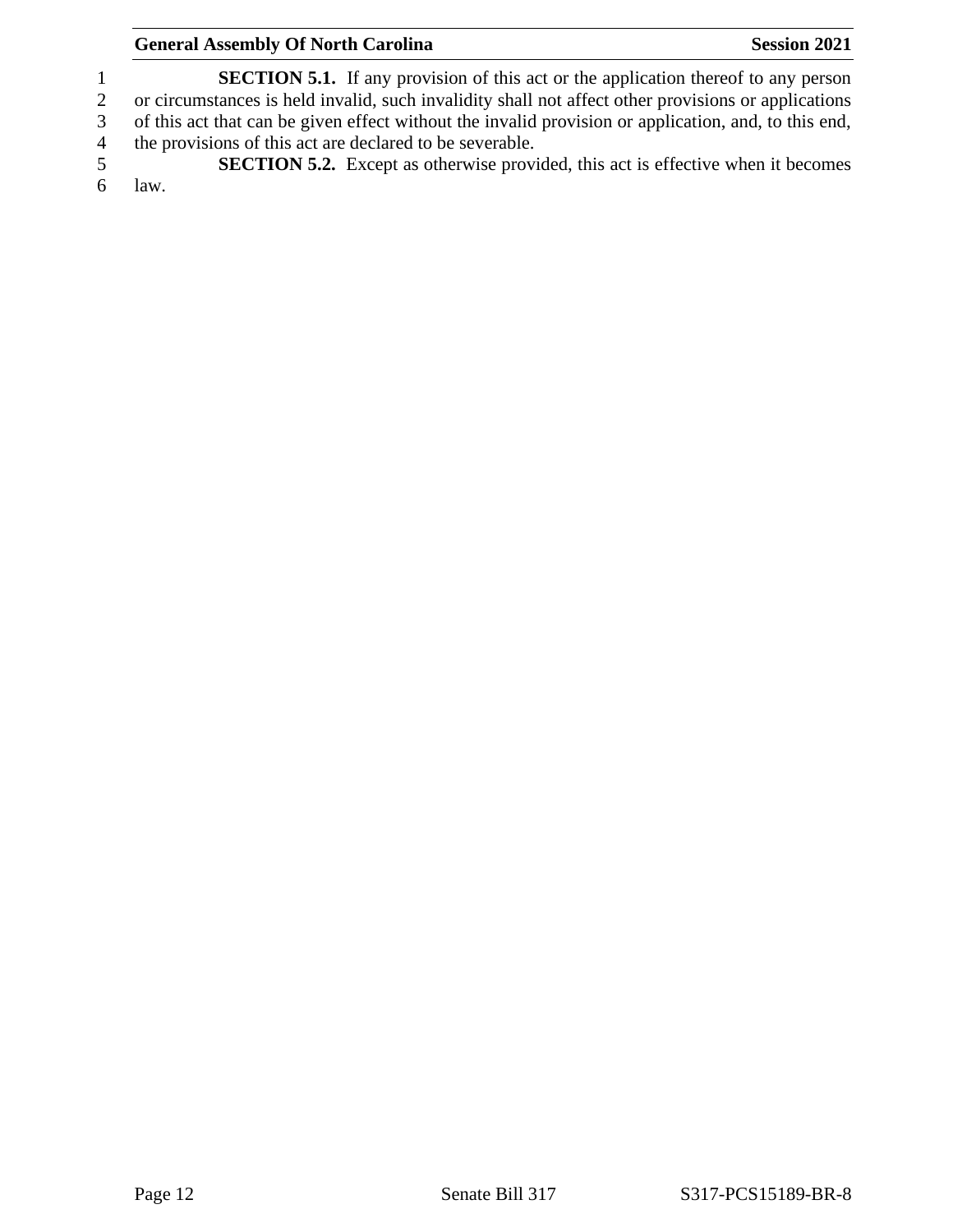**SECTION 5.1.** If any provision of this act or the application thereof to any person or circumstances is held invalid, such invalidity shall not affect other provisions or applications of this act that can be given effect without the invalid provision or application, and, to this end, the provisions of this act are declared to be severable.

**SECTION 5.2.** Except as otherwise provided, this act is effective when it becomes law.